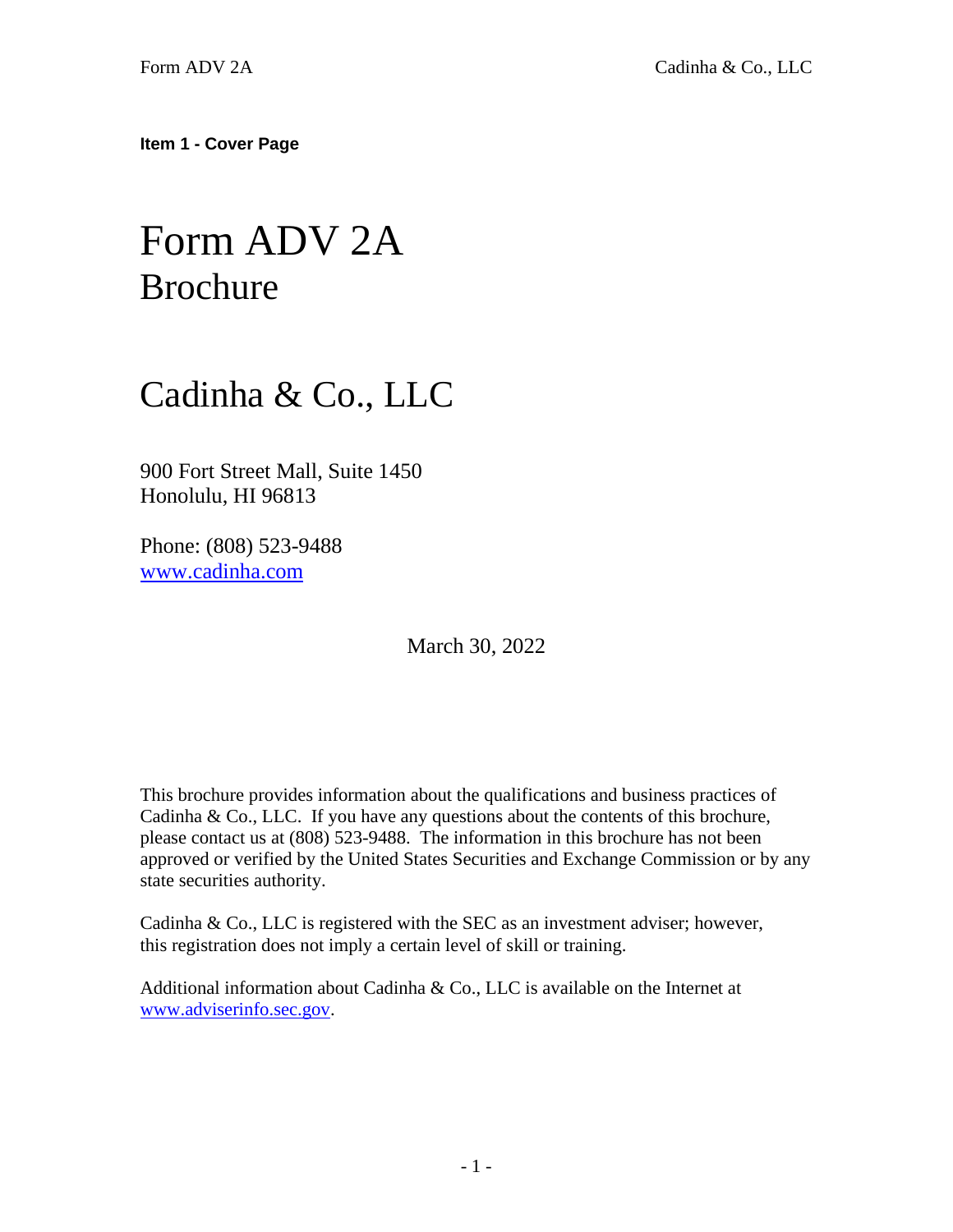**Item 1 - Cover Page**

# Form ADV 2A
## Brochure

# Cadinha & Co., LLC

900 Fort Street Mall, Suite 1450
Honolulu, HI 96813

Phone: (808) 523-9488
www.cadinha.com

March 30, 2022

This brochure provides information about the qualifications and business practices of Cadinha & Co., LLC. If you have any questions about the contents of this brochure, please contact us at (808) 523-9488. The information in this brochure has not been approved or verified by the United States Securities and Exchange Commission or by any state securities authority.

Cadinha & Co., LLC is registered with the SEC as an investment adviser; however, this registration does not imply a certain level of skill or training.

Additional information about Cadinha & Co., LLC is available on the Internet at www.adviserinfo.sec.gov.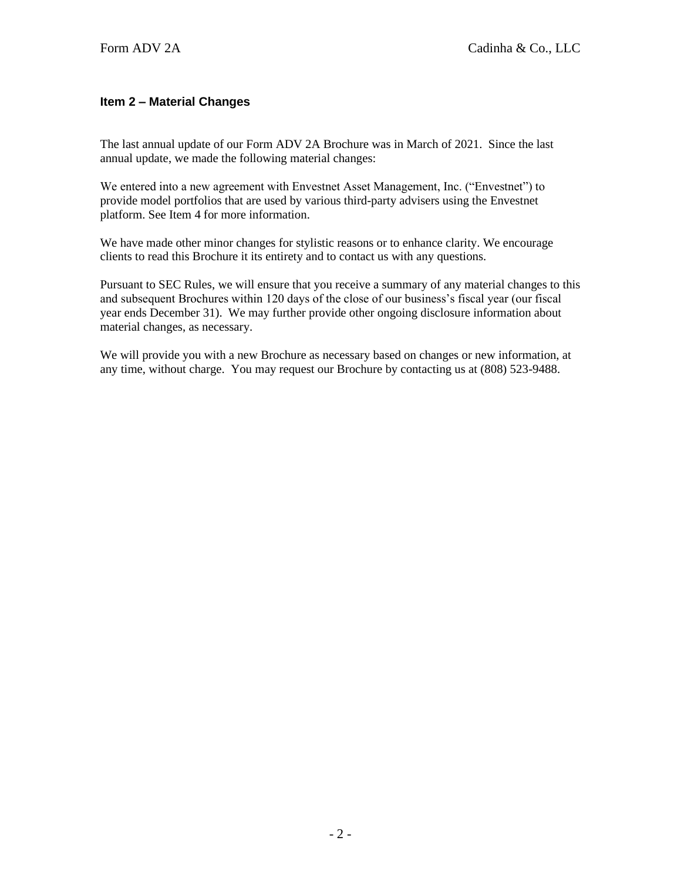## Item 2 – Material Changes

The last annual update of our Form ADV 2A Brochure was in March of 2021. Since the last annual update, we made the following material changes:

We entered into a new agreement with Envestnet Asset Management, Inc. ("Envestnet") to provide model portfolios that are used by various third-party advisers using the Envestnet platform. See Item 4 for more information.

We have made other minor changes for stylistic reasons or to enhance clarity. We encourage clients to read this Brochure it its entirety and to contact us with any questions.

Pursuant to SEC Rules, we will ensure that you receive a summary of any material changes to this and subsequent Brochures within 120 days of the close of our business's fiscal year (our fiscal year ends December 31). We may further provide other ongoing disclosure information about material changes, as necessary.

We will provide you with a new Brochure as necessary based on changes or new information, at any time, without charge. You may request our Brochure by contacting us at (808) 523-9488.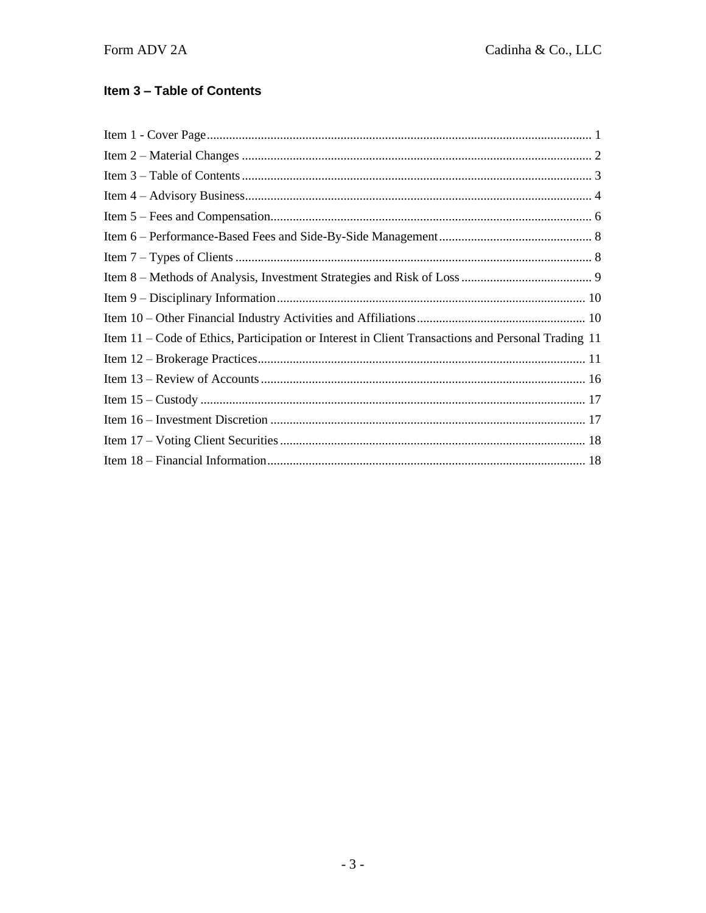## Item 3 – Table of Contents

Item 1 - Cover Page ........................................................................................................................ 1
Item 2 – Material Changes ............................................................................................................. 2
Item 3 – Table of Contents ............................................................................................................. 3
Item 4 – Advisory Business ............................................................................................................ 4
Item 5 – Fees and Compensation .................................................................................................... 6
Item 6 – Performance-Based Fees and Side-By-Side Management ................................................ 8
Item 7 – Types of Clients ............................................................................................................... 8
Item 8 – Methods of Analysis, Investment Strategies and Risk of Loss ......................................... 9
Item 9 – Disciplinary Information ................................................................................................ 10
Item 10 – Other Financial Industry Activities and Affiliations ..................................................... 10
Item 11 – Code of Ethics, Participation or Interest in Client Transactions and Personal Trading 11
Item 12 – Brokerage Practices ...................................................................................................... 11
Item 13 – Review of Accounts ..................................................................................................... 16
Item 15 – Custody ........................................................................................................................ 17
Item 16 – Investment Discretion .................................................................................................. 17
Item 17 – Voting Client Securities ................................................................................................ 18
Item 18 – Financial Information ................................................................................................... 18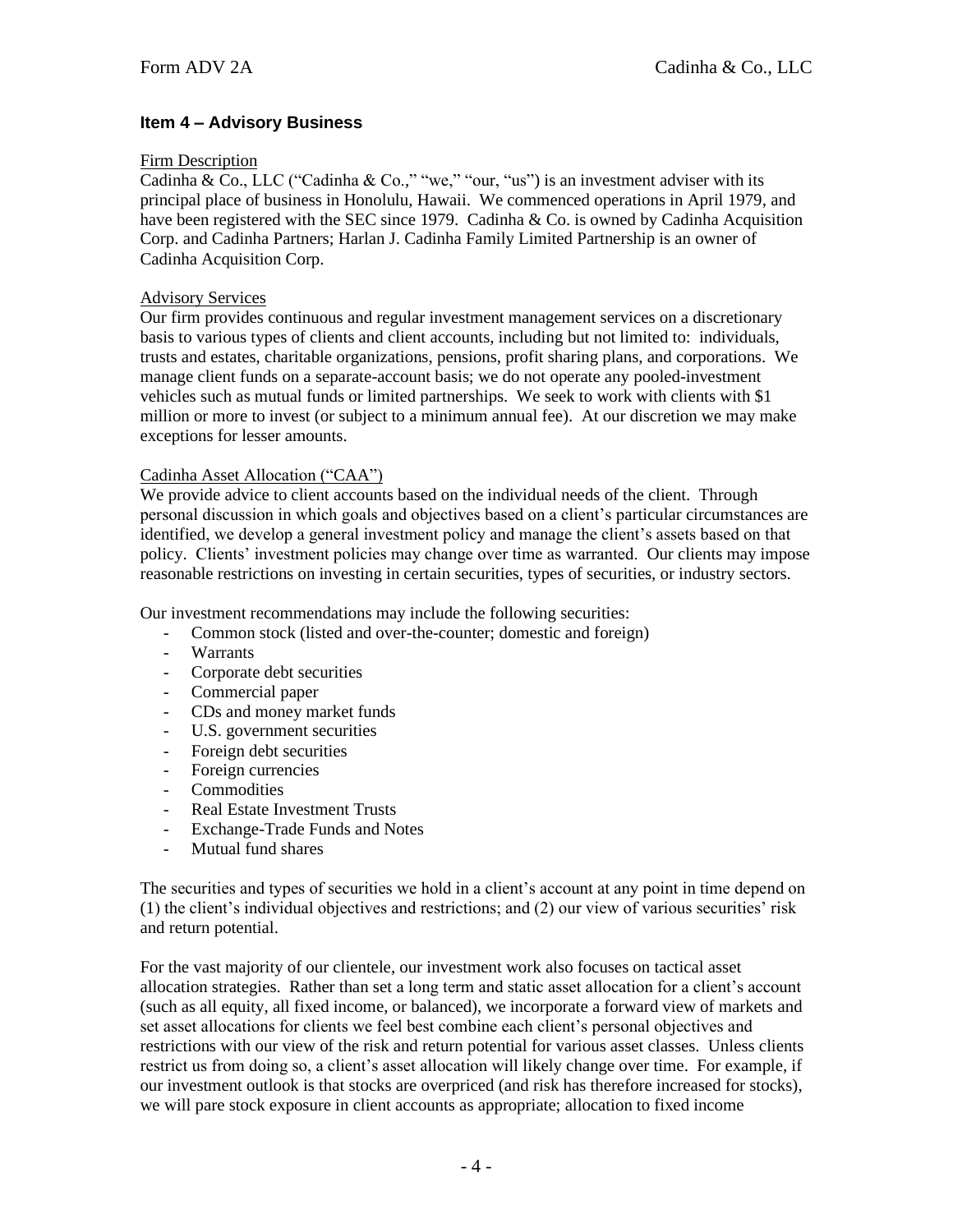## Item 4 – Advisory Business

Firm Description

Cadinha & Co., LLC ("Cadinha & Co.," "we," "our, "us") is an investment adviser with its principal place of business in Honolulu, Hawaii. We commenced operations in April 1979, and have been registered with the SEC since 1979. Cadinha & Co. is owned by Cadinha Acquisition Corp. and Cadinha Partners; Harlan J. Cadinha Family Limited Partnership is an owner of Cadinha Acquisition Corp.

Advisory Services

Our firm provides continuous and regular investment management services on a discretionary basis to various types of clients and client accounts, including but not limited to: individuals, trusts and estates, charitable organizations, pensions, profit sharing plans, and corporations. We manage client funds on a separate-account basis; we do not operate any pooled-investment vehicles such as mutual funds or limited partnerships. We seek to work with clients with $1 million or more to invest (or subject to a minimum annual fee). At our discretion we may make exceptions for lesser amounts.

Cadinha Asset Allocation ("CAA")

We provide advice to client accounts based on the individual needs of the client. Through personal discussion in which goals and objectives based on a client's particular circumstances are identified, we develop a general investment policy and manage the client's assets based on that policy. Clients' investment policies may change over time as warranted. Our clients may impose reasonable restrictions on investing in certain securities, types of securities, or industry sectors.

Our investment recommendations may include the following securities:

- Common stock (listed and over-the-counter; domestic and foreign)
- Warrants
- Corporate debt securities
- Commercial paper
- CDs and money market funds
- U.S. government securities
- Foreign debt securities
- Foreign currencies
- Commodities
- Real Estate Investment Trusts
- Exchange-Trade Funds and Notes
- Mutual fund shares

The securities and types of securities we hold in a client's account at any point in time depend on (1) the client's individual objectives and restrictions; and (2) our view of various securities' risk and return potential.

For the vast majority of our clientele, our investment work also focuses on tactical asset allocation strategies. Rather than set a long term and static asset allocation for a client's account (such as all equity, all fixed income, or balanced), we incorporate a forward view of markets and set asset allocations for clients we feel best combine each client's personal objectives and restrictions with our view of the risk and return potential for various asset classes. Unless clients restrict us from doing so, a client's asset allocation will likely change over time. For example, if our investment outlook is that stocks are overpriced (and risk has therefore increased for stocks), we will pare stock exposure in client accounts as appropriate; allocation to fixed income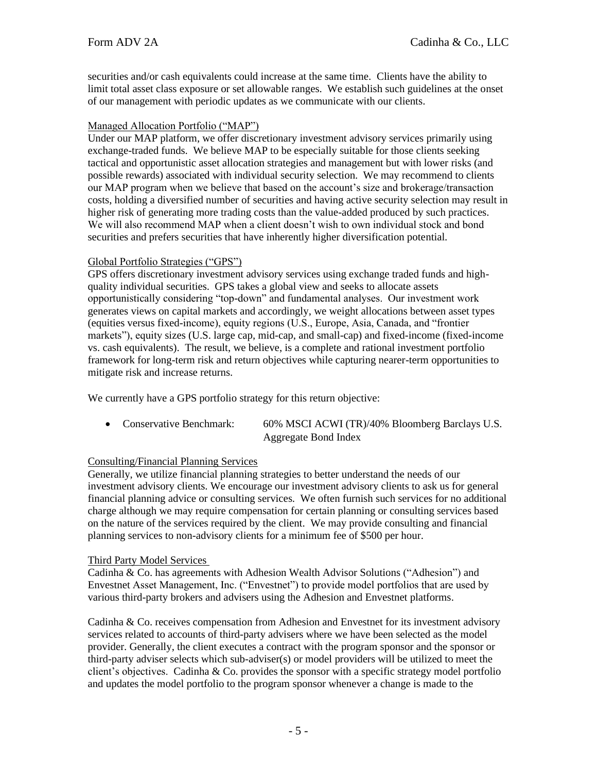securities and/or cash equivalents could increase at the same time. Clients have the ability to limit total asset class exposure or set allowable ranges. We establish such guidelines at the onset of our management with periodic updates as we communicate with our clients.

### Managed Allocation Portfolio ("MAP")

Under our MAP platform, we offer discretionary investment advisory services primarily using exchange-traded funds. We believe MAP to be especially suitable for those clients seeking tactical and opportunistic asset allocation strategies and management but with lower risks (and possible rewards) associated with individual security selection. We may recommend to clients our MAP program when we believe that based on the account's size and brokerage/transaction costs, holding a diversified number of securities and having active security selection may result in higher risk of generating more trading costs than the value-added produced by such practices. We will also recommend MAP when a client doesn't wish to own individual stock and bond securities and prefers securities that have inherently higher diversification potential.

### Global Portfolio Strategies ("GPS")

GPS offers discretionary investment advisory services using exchange traded funds and high-quality individual securities. GPS takes a global view and seeks to allocate assets opportunistically considering "top-down" and fundamental analyses. Our investment work generates views on capital markets and accordingly, we weight allocations between asset types (equities versus fixed-income), equity regions (U.S., Europe, Asia, Canada, and "frontier markets"), equity sizes (U.S. large cap, mid-cap, and small-cap) and fixed-income (fixed-income vs. cash equivalents). The result, we believe, is a complete and rational investment portfolio framework for long-term risk and return objectives while capturing nearer-term opportunities to mitigate risk and increase returns.

We currently have a GPS portfolio strategy for this return objective:

- Conservative Benchmark: 60% MSCI ACWI (TR)/40% Bloomberg Barclays U.S. Aggregate Bond Index

### Consulting/Financial Planning Services

Generally, we utilize financial planning strategies to better understand the needs of our investment advisory clients. We encourage our investment advisory clients to ask us for general financial planning advice or consulting services. We often furnish such services for no additional charge although we may require compensation for certain planning or consulting services based on the nature of the services required by the client. We may provide consulting and financial planning services to non-advisory clients for a minimum fee of $500 per hour.

### Third Party Model Services

Cadinha & Co. has agreements with Adhesion Wealth Advisor Solutions ("Adhesion") and Envestnet Asset Management, Inc. ("Envestnet") to provide model portfolios that are used by various third-party brokers and advisers using the Adhesion and Envestnet platforms.

Cadinha & Co. receives compensation from Adhesion and Envestnet for its investment advisory services related to accounts of third-party advisers where we have been selected as the model provider. Generally, the client executes a contract with the program sponsor and the sponsor or third-party adviser selects which sub-adviser(s) or model providers will be utilized to meet the client's objectives. Cadinha & Co. provides the sponsor with a specific strategy model portfolio and updates the model portfolio to the program sponsor whenever a change is made to the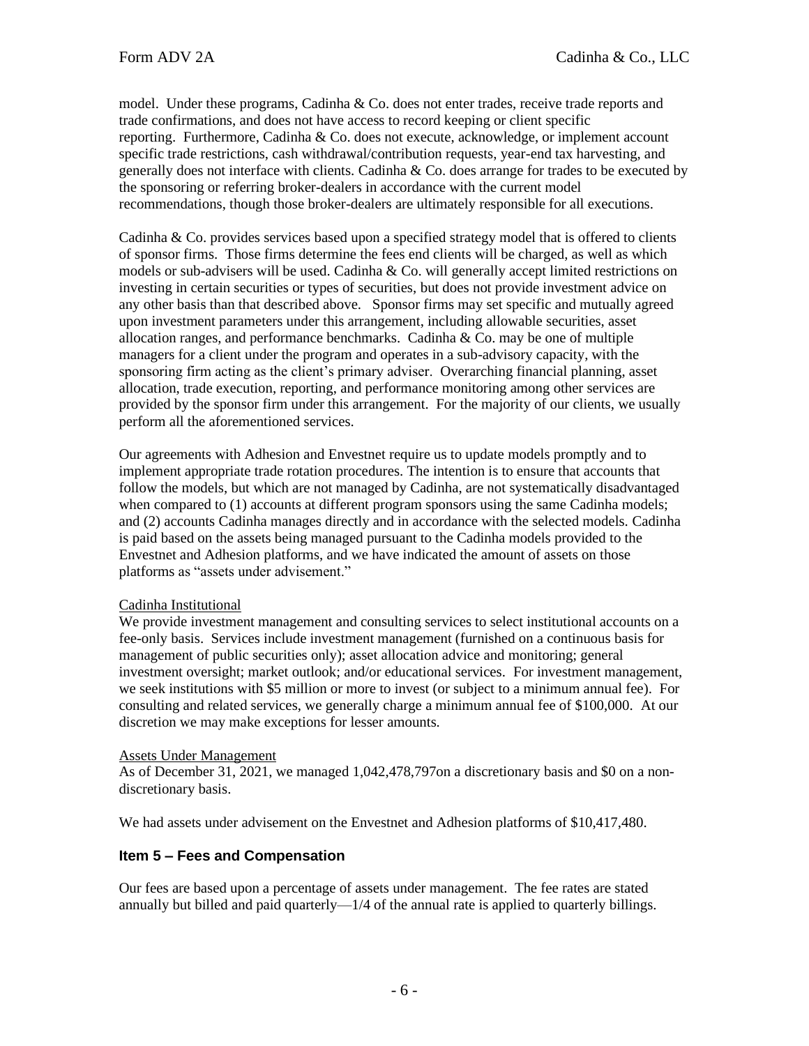model. Under these programs, Cadinha & Co. does not enter trades, receive trade reports and trade confirmations, and does not have access to record keeping or client specific reporting. Furthermore, Cadinha & Co. does not execute, acknowledge, or implement account specific trade restrictions, cash withdrawal/contribution requests, year-end tax harvesting, and generally does not interface with clients. Cadinha & Co. does arrange for trades to be executed by the sponsoring or referring broker-dealers in accordance with the current model recommendations, though those broker-dealers are ultimately responsible for all executions.

Cadinha & Co. provides services based upon a specified strategy model that is offered to clients of sponsor firms. Those firms determine the fees end clients will be charged, as well as which models or sub-advisers will be used. Cadinha & Co. will generally accept limited restrictions on investing in certain securities or types of securities, but does not provide investment advice on any other basis than that described above. Sponsor firms may set specific and mutually agreed upon investment parameters under this arrangement, including allowable securities, asset allocation ranges, and performance benchmarks. Cadinha & Co. may be one of multiple managers for a client under the program and operates in a sub-advisory capacity, with the sponsoring firm acting as the client's primary adviser. Overarching financial planning, asset allocation, trade execution, reporting, and performance monitoring among other services are provided by the sponsor firm under this arrangement. For the majority of our clients, we usually perform all the aforementioned services.

Our agreements with Adhesion and Envestnet require us to update models promptly and to implement appropriate trade rotation procedures. The intention is to ensure that accounts that follow the models, but which are not managed by Cadinha, are not systematically disadvantaged when compared to (1) accounts at different program sponsors using the same Cadinha models; and (2) accounts Cadinha manages directly and in accordance with the selected models. Cadinha is paid based on the assets being managed pursuant to the Cadinha models provided to the Envestnet and Adhesion platforms, and we have indicated the amount of assets on those platforms as "assets under advisement."

Cadinha Institutional

We provide investment management and consulting services to select institutional accounts on a fee-only basis. Services include investment management (furnished on a continuous basis for management of public securities only); asset allocation advice and monitoring; general investment oversight; market outlook; and/or educational services. For investment management, we seek institutions with $5 million or more to invest (or subject to a minimum annual fee). For consulting and related services, we generally charge a minimum annual fee of $100,000. At our discretion we may make exceptions for lesser amounts.

Assets Under Management

As of December 31, 2021, we managed 1,042,478,797on a discretionary basis and $0 on a non-discretionary basis.

We had assets under advisement on the Envestnet and Adhesion platforms of $10,417,480.

## Item 5 – Fees and Compensation

Our fees are based upon a percentage of assets under management. The fee rates are stated annually but billed and paid quarterly—1/4 of the annual rate is applied to quarterly billings.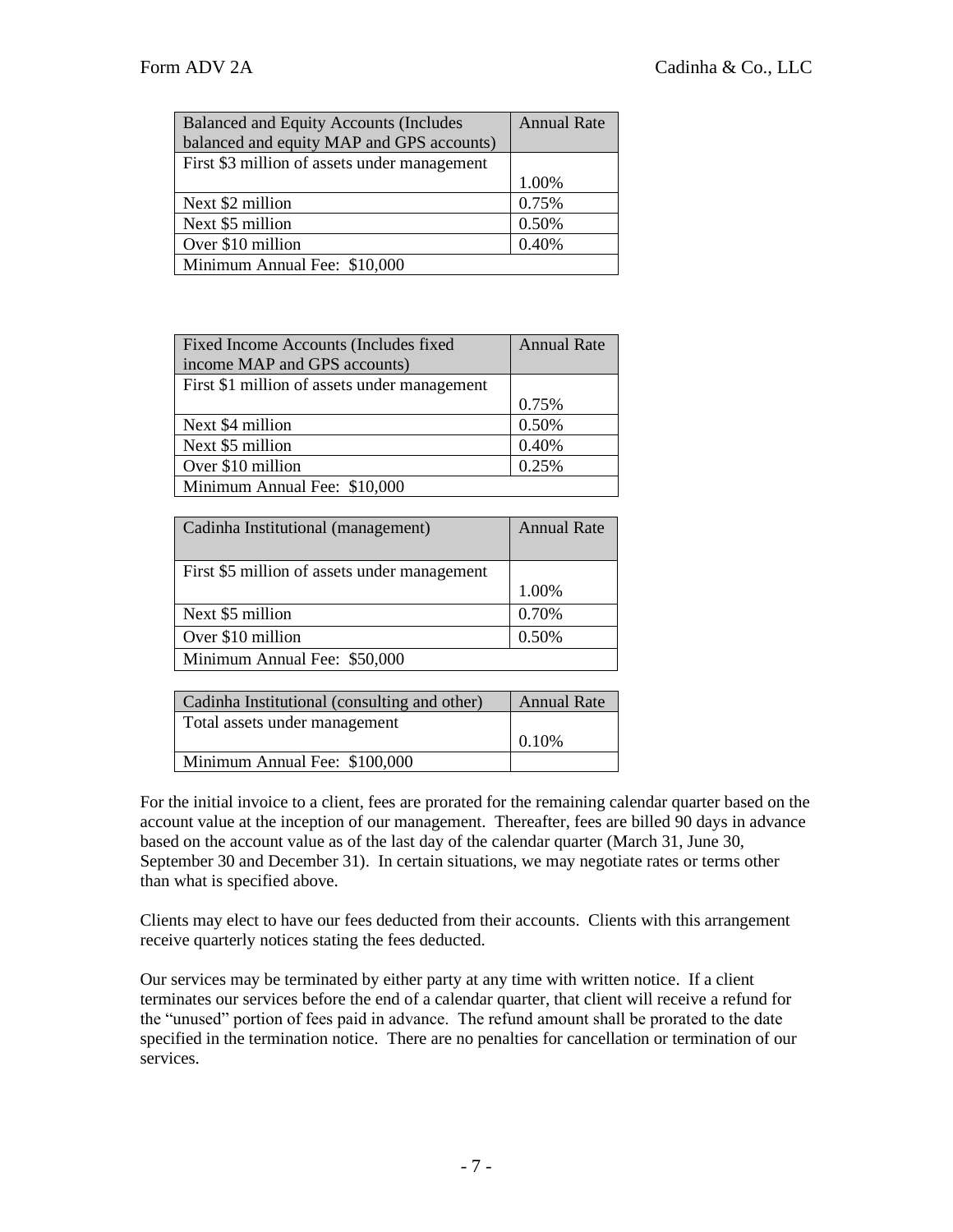| Balanced and Equity Accounts (Includes balanced and equity MAP and GPS accounts) | Annual Rate |
|---|---|
| First $3 million of assets under management | 1.00% |
| Next $2 million | 0.75% |
| Next $5 million | 0.50% |
| Over $10 million | 0.40% |
| Minimum Annual Fee: $10,000 | |

| Fixed Income Accounts (Includes fixed income MAP and GPS accounts) | Annual Rate |
|---|---|
| First $1 million of assets under management | 0.75% |
| Next $4 million | 0.50% |
| Next $5 million | 0.40% |
| Over $10 million | 0.25% |
| Minimum Annual Fee: $10,000 | |

| Cadinha Institutional (management) | Annual Rate |
|---|---|
| First $5 million of assets under management | 1.00% |
| Next $5 million | 0.70% |
| Over $10 million | 0.50% |
| Minimum Annual Fee: $50,000 | |

| Cadinha Institutional (consulting and other) | Annual Rate |
|---|---|
| Total assets under management | 0.10% |
| Minimum Annual Fee: $100,000 | |

For the initial invoice to a client, fees are prorated for the remaining calendar quarter based on the account value at the inception of our management. Thereafter, fees are billed 90 days in advance based on the account value as of the last day of the calendar quarter (March 31, June 30, September 30 and December 31). In certain situations, we may negotiate rates or terms other than what is specified above.

Clients may elect to have our fees deducted from their accounts. Clients with this arrangement receive quarterly notices stating the fees deducted.

Our services may be terminated by either party at any time with written notice. If a client terminates our services before the end of a calendar quarter, that client will receive a refund for the "unused" portion of fees paid in advance. The refund amount shall be prorated to the date specified in the termination notice. There are no penalties for cancellation or termination of our services.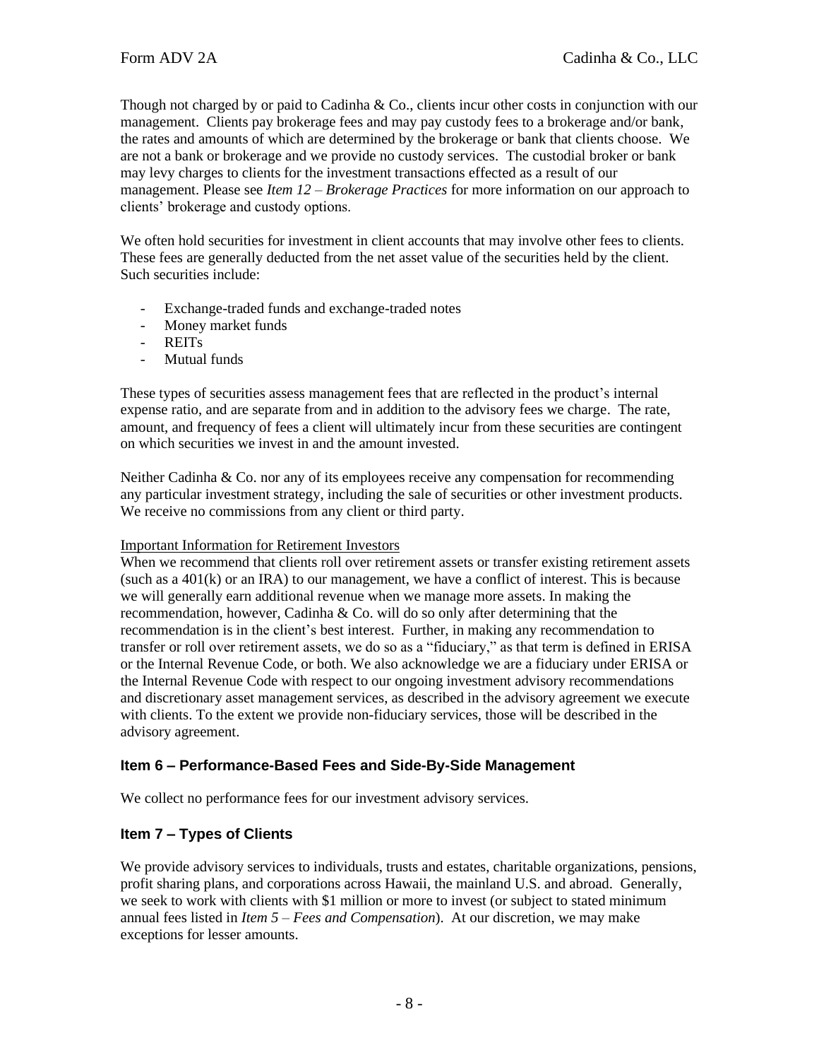Though not charged by or paid to Cadinha & Co., clients incur other costs in conjunction with our management. Clients pay brokerage fees and may pay custody fees to a brokerage and/or bank, the rates and amounts of which are determined by the brokerage or bank that clients choose. We are not a bank or brokerage and we provide no custody services. The custodial broker or bank may levy charges to clients for the investment transactions effected as a result of our management. Please see *Item 12 – Brokerage Practices* for more information on our approach to clients' brokerage and custody options.

We often hold securities for investment in client accounts that may involve other fees to clients. These fees are generally deducted from the net asset value of the securities held by the client. Such securities include:

- Exchange-traded funds and exchange-traded notes
- Money market funds
- REITs
- Mutual funds

These types of securities assess management fees that are reflected in the product's internal expense ratio, and are separate from and in addition to the advisory fees we charge. The rate, amount, and frequency of fees a client will ultimately incur from these securities are contingent on which securities we invest in and the amount invested.

Neither Cadinha & Co. nor any of its employees receive any compensation for recommending any particular investment strategy, including the sale of securities or other investment products. We receive no commissions from any client or third party.

<u>Important Information for Retirement Investors</u>

When we recommend that clients roll over retirement assets or transfer existing retirement assets (such as a 401(k) or an IRA) to our management, we have a conflict of interest. This is because we will generally earn additional revenue when we manage more assets. In making the recommendation, however, Cadinha & Co. will do so only after determining that the recommendation is in the client's best interest. Further, in making any recommendation to transfer or roll over retirement assets, we do so as a "fiduciary," as that term is defined in ERISA or the Internal Revenue Code, or both. We also acknowledge we are a fiduciary under ERISA or the Internal Revenue Code with respect to our ongoing investment advisory recommendations and discretionary asset management services, as described in the advisory agreement we execute with clients. To the extent we provide non-fiduciary services, those will be described in the advisory agreement.

## Item 6 – Performance-Based Fees and Side-By-Side Management

We collect no performance fees for our investment advisory services.

## Item 7 – Types of Clients

We provide advisory services to individuals, trusts and estates, charitable organizations, pensions, profit sharing plans, and corporations across Hawaii, the mainland U.S. and abroad. Generally, we seek to work with clients with $1 million or more to invest (or subject to stated minimum annual fees listed in *Item 5 – Fees and Compensation*). At our discretion, we may make exceptions for lesser amounts.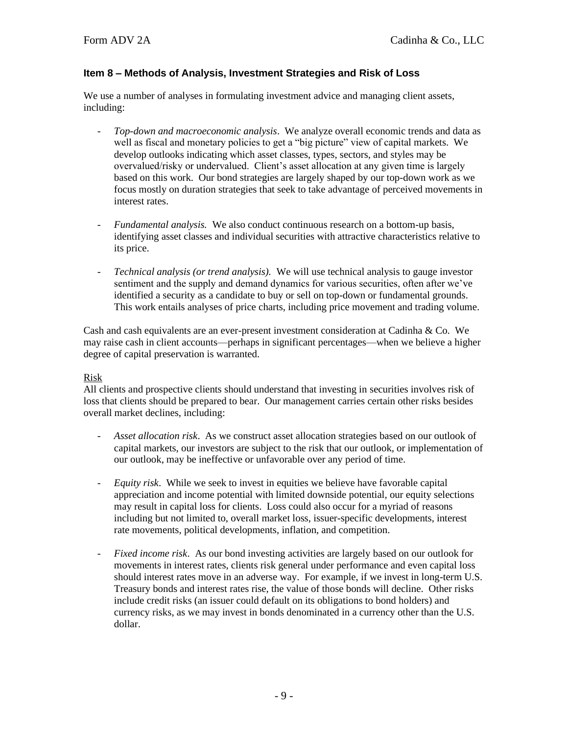## Item 8 – Methods of Analysis, Investment Strategies and Risk of Loss

We use a number of analyses in formulating investment advice and managing client assets, including:

- *Top-down and macroeconomic analysis*. We analyze overall economic trends and data as well as fiscal and monetary policies to get a "big picture" view of capital markets. We develop outlooks indicating which asset classes, types, sectors, and styles may be overvalued/risky or undervalued. Client's asset allocation at any given time is largely based on this work. Our bond strategies are largely shaped by our top-down work as we focus mostly on duration strategies that seek to take advantage of perceived movements in interest rates.

- *Fundamental analysis.* We also conduct continuous research on a bottom-up basis, identifying asset classes and individual securities with attractive characteristics relative to its price.

- *Technical analysis (or trend analysis).* We will use technical analysis to gauge investor sentiment and the supply and demand dynamics for various securities, often after we've identified a security as a candidate to buy or sell on top-down or fundamental grounds. This work entails analyses of price charts, including price movement and trading volume.

Cash and cash equivalents are an ever-present investment consideration at Cadinha & Co. We may raise cash in client accounts—perhaps in significant percentages—when we believe a higher degree of capital preservation is warranted.

Risk

All clients and prospective clients should understand that investing in securities involves risk of loss that clients should be prepared to bear. Our management carries certain other risks besides overall market declines, including:

- *Asset allocation risk*. As we construct asset allocation strategies based on our outlook of capital markets, our investors are subject to the risk that our outlook, or implementation of our outlook, may be ineffective or unfavorable over any period of time.

- *Equity risk*. While we seek to invest in equities we believe have favorable capital appreciation and income potential with limited downside potential, our equity selections may result in capital loss for clients. Loss could also occur for a myriad of reasons including but not limited to, overall market loss, issuer-specific developments, interest rate movements, political developments, inflation, and competition.

- *Fixed income risk*. As our bond investing activities are largely based on our outlook for movements in interest rates, clients risk general under performance and even capital loss should interest rates move in an adverse way. For example, if we invest in long-term U.S. Treasury bonds and interest rates rise, the value of those bonds will decline. Other risks include credit risks (an issuer could default on its obligations to bond holders) and currency risks, as we may invest in bonds denominated in a currency other than the U.S. dollar.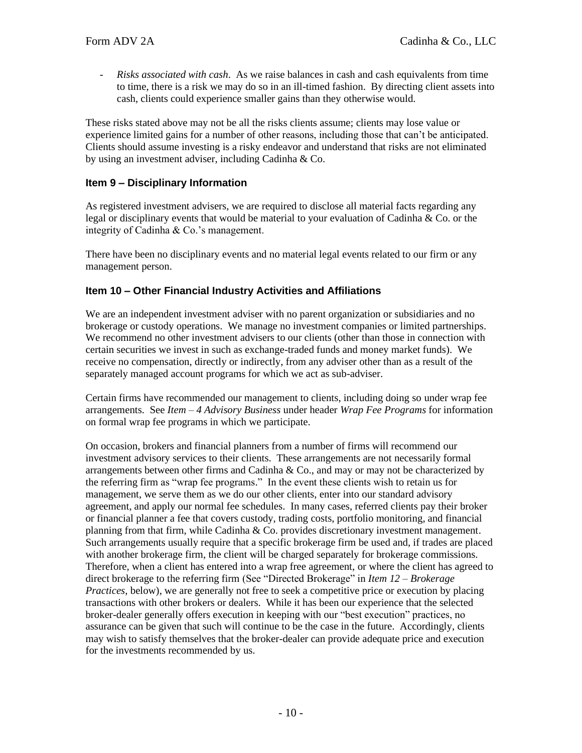- *Risks associated with cash*. As we raise balances in cash and cash equivalents from time to time, there is a risk we may do so in an ill-timed fashion. By directing client assets into cash, clients could experience smaller gains than they otherwise would.

These risks stated above may not be all the risks clients assume; clients may lose value or experience limited gains for a number of other reasons, including those that can't be anticipated. Clients should assume investing is a risky endeavor and understand that risks are not eliminated by using an investment adviser, including Cadinha & Co.

## Item 9 – Disciplinary Information

As registered investment advisers, we are required to disclose all material facts regarding any legal or disciplinary events that would be material to your evaluation of Cadinha & Co. or the integrity of Cadinha & Co.'s management.

There have been no disciplinary events and no material legal events related to our firm or any management person.

## Item 10 – Other Financial Industry Activities and Affiliations

We are an independent investment adviser with no parent organization or subsidiaries and no brokerage or custody operations. We manage no investment companies or limited partnerships. We recommend no other investment advisers to our clients (other than those in connection with certain securities we invest in such as exchange-traded funds and money market funds). We receive no compensation, directly or indirectly, from any adviser other than as a result of the separately managed account programs for which we act as sub-adviser.

Certain firms have recommended our management to clients, including doing so under wrap fee arrangements. See *Item – 4 Advisory Business* under header *Wrap Fee Programs* for information on formal wrap fee programs in which we participate.

On occasion, brokers and financial planners from a number of firms will recommend our investment advisory services to their clients. These arrangements are not necessarily formal arrangements between other firms and Cadinha & Co., and may or may not be characterized by the referring firm as "wrap fee programs." In the event these clients wish to retain us for management, we serve them as we do our other clients, enter into our standard advisory agreement, and apply our normal fee schedules. In many cases, referred clients pay their broker or financial planner a fee that covers custody, trading costs, portfolio monitoring, and financial planning from that firm, while Cadinha & Co. provides discretionary investment management. Such arrangements usually require that a specific brokerage firm be used and, if trades are placed with another brokerage firm, the client will be charged separately for brokerage commissions. Therefore, when a client has entered into a wrap free agreement, or where the client has agreed to direct brokerage to the referring firm (See "Directed Brokerage" in *Item 12 – Brokerage Practices*, below), we are generally not free to seek a competitive price or execution by placing transactions with other brokers or dealers. While it has been our experience that the selected broker-dealer generally offers execution in keeping with our "best execution" practices, no assurance can be given that such will continue to be the case in the future. Accordingly, clients may wish to satisfy themselves that the broker-dealer can provide adequate price and execution for the investments recommended by us.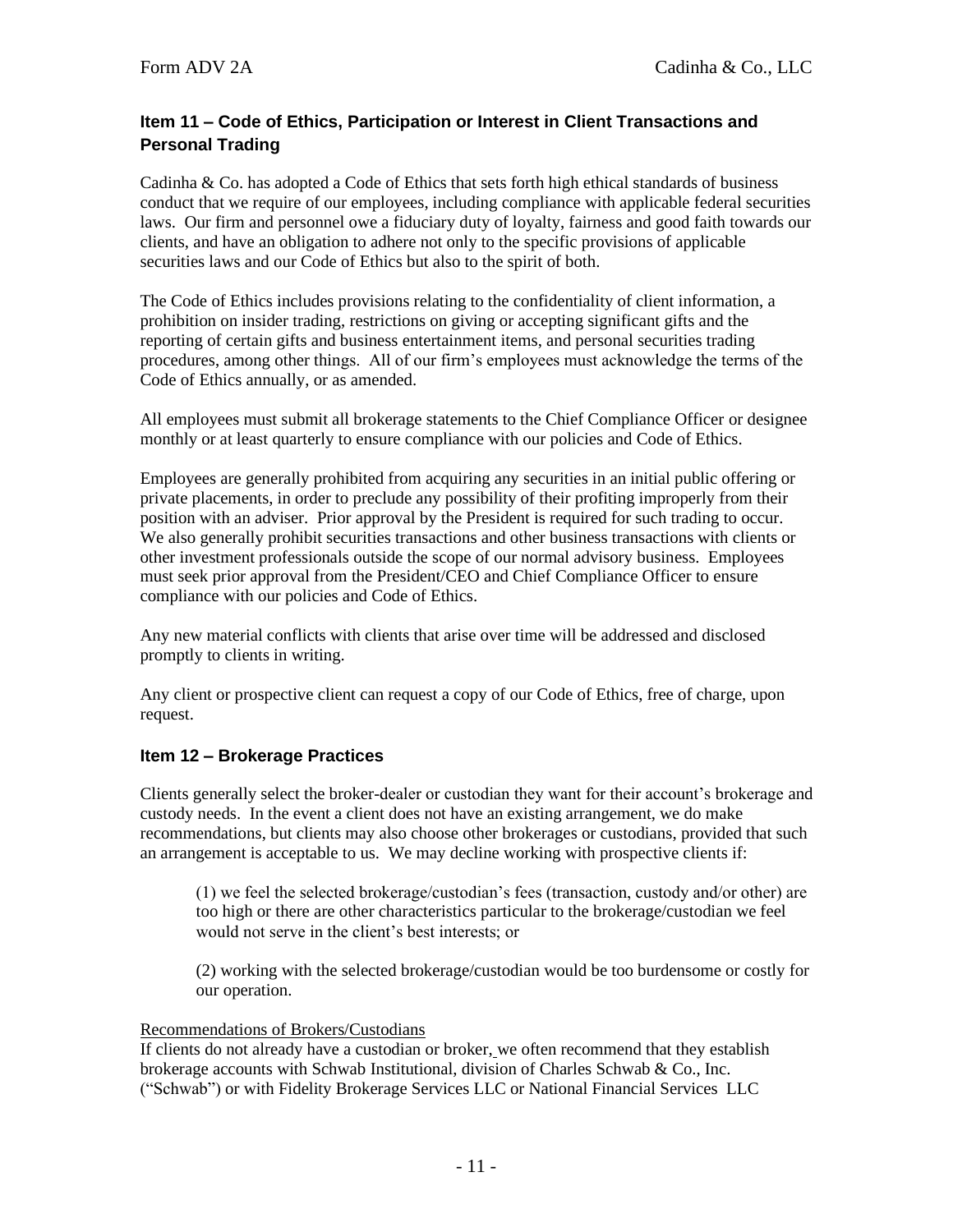## Item 11 – Code of Ethics, Participation or Interest in Client Transactions and Personal Trading

Cadinha & Co. has adopted a Code of Ethics that sets forth high ethical standards of business conduct that we require of our employees, including compliance with applicable federal securities laws. Our firm and personnel owe a fiduciary duty of loyalty, fairness and good faith towards our clients, and have an obligation to adhere not only to the specific provisions of applicable securities laws and our Code of Ethics but also to the spirit of both.

The Code of Ethics includes provisions relating to the confidentiality of client information, a prohibition on insider trading, restrictions on giving or accepting significant gifts and the reporting of certain gifts and business entertainment items, and personal securities trading procedures, among other things. All of our firm's employees must acknowledge the terms of the Code of Ethics annually, or as amended.

All employees must submit all brokerage statements to the Chief Compliance Officer or designee monthly or at least quarterly to ensure compliance with our policies and Code of Ethics.

Employees are generally prohibited from acquiring any securities in an initial public offering or private placements, in order to preclude any possibility of their profiting improperly from their position with an adviser. Prior approval by the President is required for such trading to occur. We also generally prohibit securities transactions and other business transactions with clients or other investment professionals outside the scope of our normal advisory business. Employees must seek prior approval from the President/CEO and Chief Compliance Officer to ensure compliance with our policies and Code of Ethics.

Any new material conflicts with clients that arise over time will be addressed and disclosed promptly to clients in writing.

Any client or prospective client can request a copy of our Code of Ethics, free of charge, upon request.

## Item 12 – Brokerage Practices

Clients generally select the broker-dealer or custodian they want for their account's brokerage and custody needs. In the event a client does not have an existing arrangement, we do make recommendations, but clients may also choose other brokerages or custodians, provided that such an arrangement is acceptable to us. We may decline working with prospective clients if:

(1) we feel the selected brokerage/custodian's fees (transaction, custody and/or other) are too high or there are other characteristics particular to the brokerage/custodian we feel would not serve in the client's best interests; or

(2) working with the selected brokerage/custodian would be too burdensome or costly for our operation.

Recommendations of Brokers/Custodians

If clients do not already have a custodian or broker, we often recommend that they establish brokerage accounts with Schwab Institutional, division of Charles Schwab & Co., Inc. ("Schwab") or with Fidelity Brokerage Services LLC or National Financial Services LLC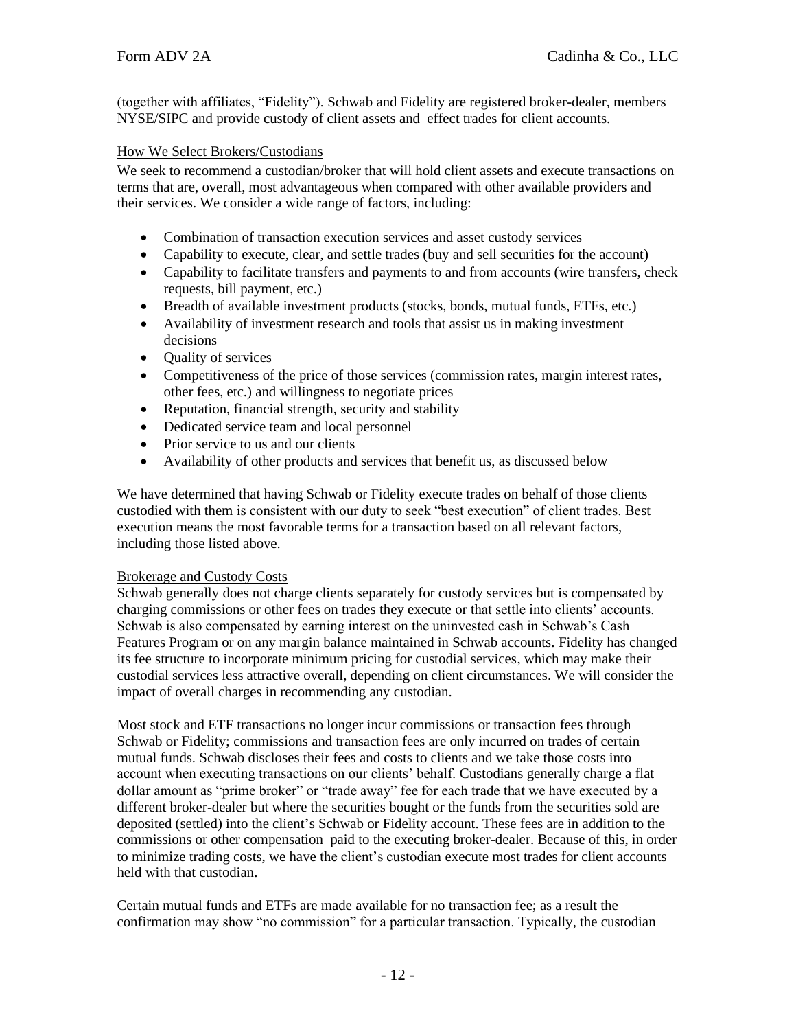(together with affiliates, "Fidelity"). Schwab and Fidelity are registered broker-dealer, members NYSE/SIPC and provide custody of client assets and effect trades for client accounts.

How We Select Brokers/Custodians

We seek to recommend a custodian/broker that will hold client assets and execute transactions on terms that are, overall, most advantageous when compared with other available providers and their services. We consider a wide range of factors, including:

- Combination of transaction execution services and asset custody services
- Capability to execute, clear, and settle trades (buy and sell securities for the account)
- Capability to facilitate transfers and payments to and from accounts (wire transfers, check requests, bill payment, etc.)
- Breadth of available investment products (stocks, bonds, mutual funds, ETFs, etc.)
- Availability of investment research and tools that assist us in making investment decisions
- Quality of services
- Competitiveness of the price of those services (commission rates, margin interest rates, other fees, etc.) and willingness to negotiate prices
- Reputation, financial strength, security and stability
- Dedicated service team and local personnel
- Prior service to us and our clients
- Availability of other products and services that benefit us, as discussed below

We have determined that having Schwab or Fidelity execute trades on behalf of those clients custodied with them is consistent with our duty to seek "best execution" of client trades. Best execution means the most favorable terms for a transaction based on all relevant factors, including those listed above.

Brokerage and Custody Costs

Schwab generally does not charge clients separately for custody services but is compensated by charging commissions or other fees on trades they execute or that settle into clients' accounts. Schwab is also compensated by earning interest on the uninvested cash in Schwab's Cash Features Program or on any margin balance maintained in Schwab accounts. Fidelity has changed its fee structure to incorporate minimum pricing for custodial services, which may make their custodial services less attractive overall, depending on client circumstances. We will consider the impact of overall charges in recommending any custodian.

Most stock and ETF transactions no longer incur commissions or transaction fees through Schwab or Fidelity; commissions and transaction fees are only incurred on trades of certain mutual funds. Schwab discloses their fees and costs to clients and we take those costs into account when executing transactions on our clients' behalf. Custodians generally charge a flat dollar amount as "prime broker" or "trade away" fee for each trade that we have executed by a different broker-dealer but where the securities bought or the funds from the securities sold are deposited (settled) into the client's Schwab or Fidelity account. These fees are in addition to the commissions or other compensation paid to the executing broker-dealer. Because of this, in order to minimize trading costs, we have the client's custodian execute most trades for client accounts held with that custodian.

Certain mutual funds and ETFs are made available for no transaction fee; as a result the confirmation may show "no commission" for a particular transaction. Typically, the custodian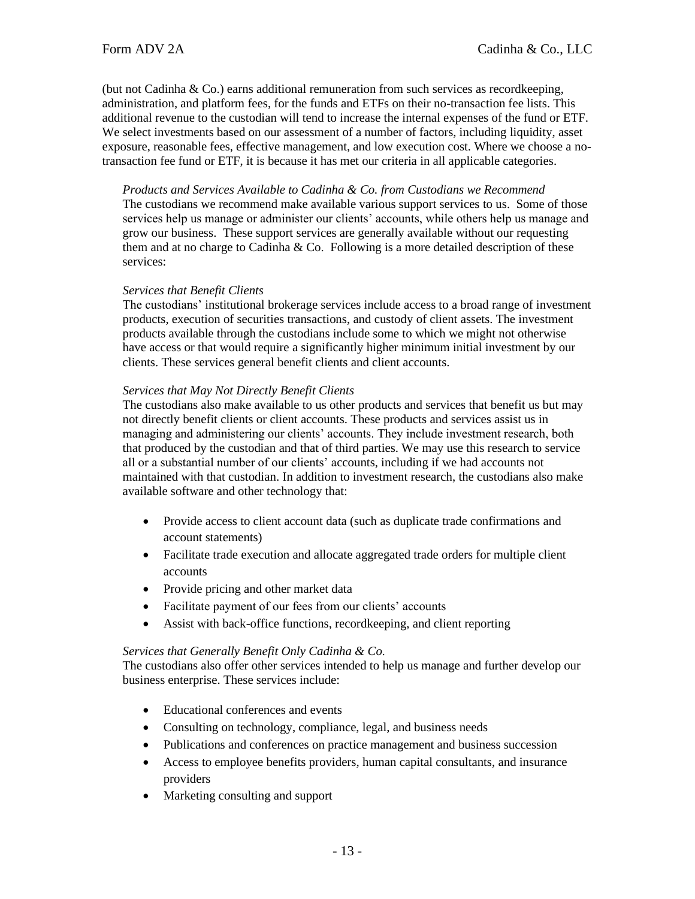(but not Cadinha & Co.) earns additional remuneration from such services as recordkeeping, administration, and platform fees, for the funds and ETFs on their no-transaction fee lists. This additional revenue to the custodian will tend to increase the internal expenses of the fund or ETF. We select investments based on our assessment of a number of factors, including liquidity, asset exposure, reasonable fees, effective management, and low execution cost. Where we choose a no-transaction fee fund or ETF, it is because it has met our criteria in all applicable categories.

*Products and Services Available to Cadinha & Co. from Custodians we Recommend*
The custodians we recommend make available various support services to us. Some of those services help us manage or administer our clients' accounts, while others help us manage and grow our business. These support services are generally available without our requesting them and at no charge to Cadinha & Co. Following is a more detailed description of these services:

*Services that Benefit Clients*
The custodians' institutional brokerage services include access to a broad range of investment products, execution of securities transactions, and custody of client assets. The investment products available through the custodians include some to which we might not otherwise have access or that would require a significantly higher minimum initial investment by our clients. These services general benefit clients and client accounts.

*Services that May Not Directly Benefit Clients*
The custodians also make available to us other products and services that benefit us but may not directly benefit clients or client accounts. These products and services assist us in managing and administering our clients' accounts. They include investment research, both that produced by the custodian and that of third parties. We may use this research to service all or a substantial number of our clients' accounts, including if we had accounts not maintained with that custodian. In addition to investment research, the custodians also make available software and other technology that:

- Provide access to client account data (such as duplicate trade confirmations and account statements)
- Facilitate trade execution and allocate aggregated trade orders for multiple client accounts
- Provide pricing and other market data
- Facilitate payment of our fees from our clients' accounts
- Assist with back-office functions, recordkeeping, and client reporting

*Services that Generally Benefit Only Cadinha & Co.*
The custodians also offer other services intended to help us manage and further develop our business enterprise. These services include:

- Educational conferences and events
- Consulting on technology, compliance, legal, and business needs
- Publications and conferences on practice management and business succession
- Access to employee benefits providers, human capital consultants, and insurance providers
- Marketing consulting and support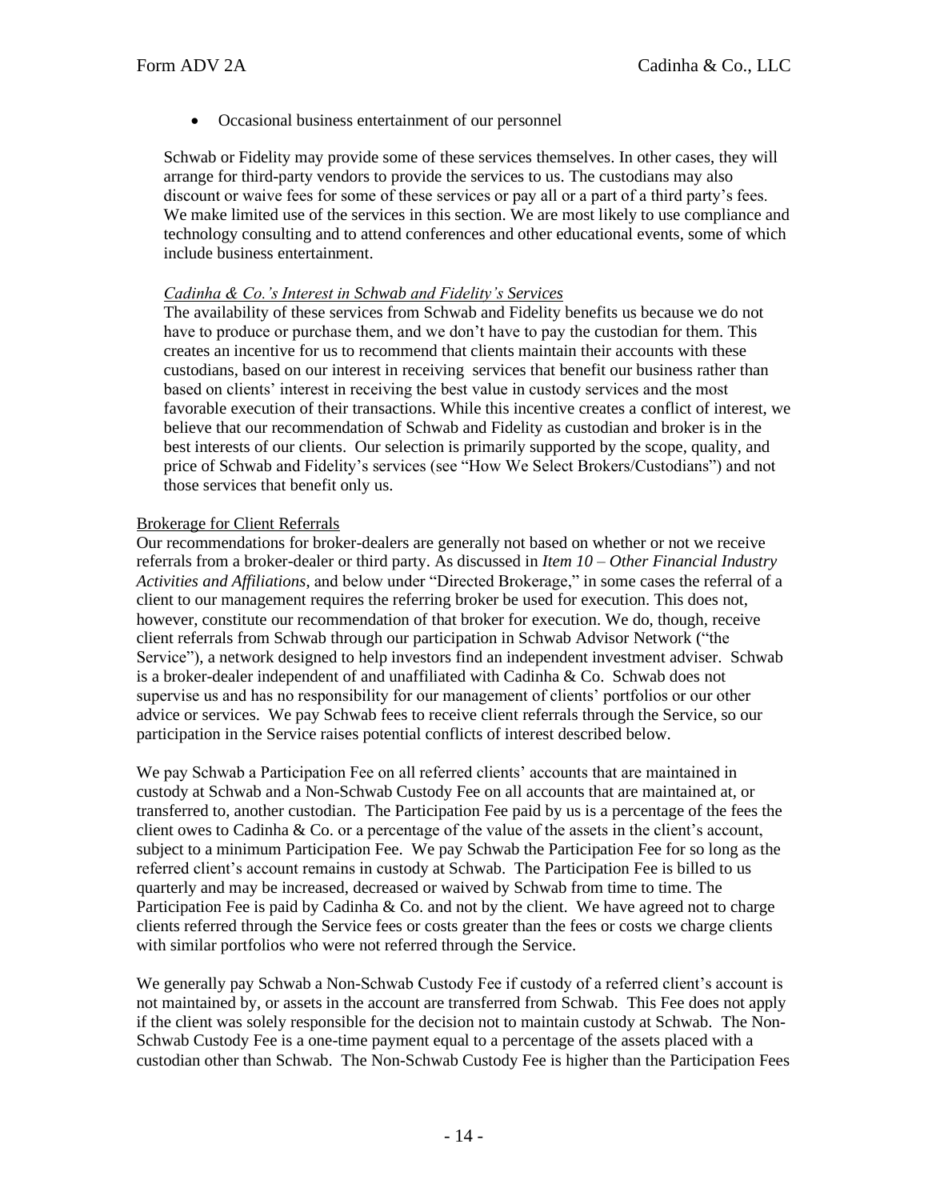- Occasional business entertainment of our personnel

Schwab or Fidelity may provide some of these services themselves. In other cases, they will arrange for third-party vendors to provide the services to us. The custodians may also discount or waive fees for some of these services or pay all or a part of a third party's fees. We make limited use of the services in this section. We are most likely to use compliance and technology consulting and to attend conferences and other educational events, some of which include business entertainment.

*Cadinha & Co.'s Interest in Schwab and Fidelity's Services*

The availability of these services from Schwab and Fidelity benefits us because we do not have to produce or purchase them, and we don't have to pay the custodian for them. This creates an incentive for us to recommend that clients maintain their accounts with these custodians, based on our interest in receiving services that benefit our business rather than based on clients' interest in receiving the best value in custody services and the most favorable execution of their transactions. While this incentive creates a conflict of interest, we believe that our recommendation of Schwab and Fidelity as custodian and broker is in the best interests of our clients. Our selection is primarily supported by the scope, quality, and price of Schwab and Fidelity's services (see "How We Select Brokers/Custodians") and not those services that benefit only us.

Brokerage for Client Referrals

Our recommendations for broker-dealers are generally not based on whether or not we receive referrals from a broker-dealer or third party. As discussed in *Item 10 – Other Financial Industry Activities and Affiliations*, and below under "Directed Brokerage," in some cases the referral of a client to our management requires the referring broker be used for execution. This does not, however, constitute our recommendation of that broker for execution. We do, though, receive client referrals from Schwab through our participation in Schwab Advisor Network ("the Service"), a network designed to help investors find an independent investment adviser. Schwab is a broker-dealer independent of and unaffiliated with Cadinha & Co. Schwab does not supervise us and has no responsibility for our management of clients' portfolios or our other advice or services. We pay Schwab fees to receive client referrals through the Service, so our participation in the Service raises potential conflicts of interest described below.

We pay Schwab a Participation Fee on all referred clients' accounts that are maintained in custody at Schwab and a Non-Schwab Custody Fee on all accounts that are maintained at, or transferred to, another custodian. The Participation Fee paid by us is a percentage of the fees the client owes to Cadinha & Co. or a percentage of the value of the assets in the client's account, subject to a minimum Participation Fee. We pay Schwab the Participation Fee for so long as the referred client's account remains in custody at Schwab. The Participation Fee is billed to us quarterly and may be increased, decreased or waived by Schwab from time to time. The Participation Fee is paid by Cadinha & Co. and not by the client. We have agreed not to charge clients referred through the Service fees or costs greater than the fees or costs we charge clients with similar portfolios who were not referred through the Service.

We generally pay Schwab a Non-Schwab Custody Fee if custody of a referred client's account is not maintained by, or assets in the account are transferred from Schwab. This Fee does not apply if the client was solely responsible for the decision not to maintain custody at Schwab. The Non-Schwab Custody Fee is a one-time payment equal to a percentage of the assets placed with a custodian other than Schwab. The Non-Schwab Custody Fee is higher than the Participation Fees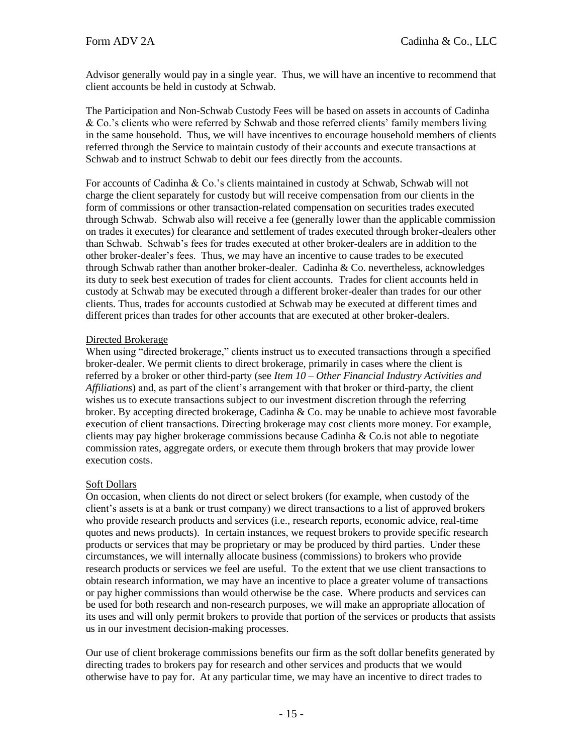Advisor generally would pay in a single year. Thus, we will have an incentive to recommend that client accounts be held in custody at Schwab.

The Participation and Non-Schwab Custody Fees will be based on assets in accounts of Cadinha & Co.'s clients who were referred by Schwab and those referred clients' family members living in the same household. Thus, we will have incentives to encourage household members of clients referred through the Service to maintain custody of their accounts and execute transactions at Schwab and to instruct Schwab to debit our fees directly from the accounts.

For accounts of Cadinha & Co.'s clients maintained in custody at Schwab, Schwab will not charge the client separately for custody but will receive compensation from our clients in the form of commissions or other transaction-related compensation on securities trades executed through Schwab. Schwab also will receive a fee (generally lower than the applicable commission on trades it executes) for clearance and settlement of trades executed through broker-dealers other than Schwab. Schwab's fees for trades executed at other broker-dealers are in addition to the other broker-dealer's fees. Thus, we may have an incentive to cause trades to be executed through Schwab rather than another broker-dealer. Cadinha & Co. nevertheless, acknowledges its duty to seek best execution of trades for client accounts. Trades for client accounts held in custody at Schwab may be executed through a different broker-dealer than trades for our other clients. Thus, trades for accounts custodied at Schwab may be executed at different times and different prices than trades for other accounts that are executed at other broker-dealers.

Directed Brokerage

When using "directed brokerage," clients instruct us to executed transactions through a specified broker-dealer. We permit clients to direct brokerage, primarily in cases where the client is referred by a broker or other third-party (see *Item 10 – Other Financial Industry Activities and Affiliations*) and, as part of the client's arrangement with that broker or third-party, the client wishes us to execute transactions subject to our investment discretion through the referring broker. By accepting directed brokerage, Cadinha & Co. may be unable to achieve most favorable execution of client transactions. Directing brokerage may cost clients more money. For example, clients may pay higher brokerage commissions because Cadinha & Co.is not able to negotiate commission rates, aggregate orders, or execute them through brokers that may provide lower execution costs.

Soft Dollars

On occasion, when clients do not direct or select brokers (for example, when custody of the client's assets is at a bank or trust company) we direct transactions to a list of approved brokers who provide research products and services (i.e., research reports, economic advice, real-time quotes and news products). In certain instances, we request brokers to provide specific research products or services that may be proprietary or may be produced by third parties. Under these circumstances, we will internally allocate business (commissions) to brokers who provide research products or services we feel are useful. To the extent that we use client transactions to obtain research information, we may have an incentive to place a greater volume of transactions or pay higher commissions than would otherwise be the case. Where products and services can be used for both research and non-research purposes, we will make an appropriate allocation of its uses and will only permit brokers to provide that portion of the services or products that assists us in our investment decision-making processes.

Our use of client brokerage commissions benefits our firm as the soft dollar benefits generated by directing trades to brokers pay for research and other services and products that we would otherwise have to pay for. At any particular time, we may have an incentive to direct trades to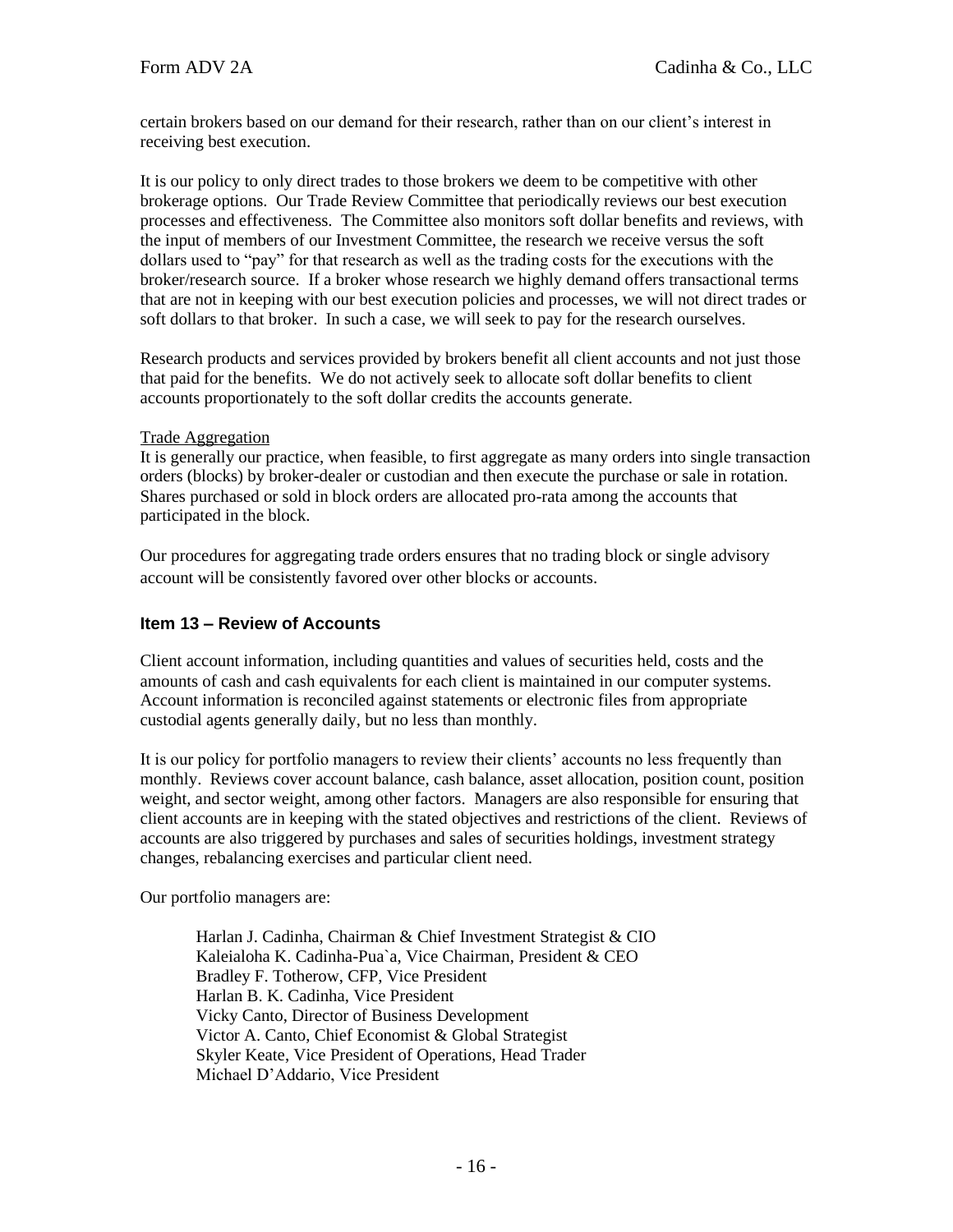certain brokers based on our demand for their research, rather than on our client's interest in receiving best execution.

It is our policy to only direct trades to those brokers we deem to be competitive with other brokerage options. Our Trade Review Committee that periodically reviews our best execution processes and effectiveness. The Committee also monitors soft dollar benefits and reviews, with the input of members of our Investment Committee, the research we receive versus the soft dollars used to "pay" for that research as well as the trading costs for the executions with the broker/research source. If a broker whose research we highly demand offers transactional terms that are not in keeping with our best execution policies and processes, we will not direct trades or soft dollars to that broker. In such a case, we will seek to pay for the research ourselves.

Research products and services provided by brokers benefit all client accounts and not just those that paid for the benefits. We do not actively seek to allocate soft dollar benefits to client accounts proportionately to the soft dollar credits the accounts generate.

Trade Aggregation

It is generally our practice, when feasible, to first aggregate as many orders into single transaction orders (blocks) by broker-dealer or custodian and then execute the purchase or sale in rotation. Shares purchased or sold in block orders are allocated pro-rata among the accounts that participated in the block.

Our procedures for aggregating trade orders ensures that no trading block or single advisory account will be consistently favored over other blocks or accounts.

## Item 13 – Review of Accounts

Client account information, including quantities and values of securities held, costs and the amounts of cash and cash equivalents for each client is maintained in our computer systems. Account information is reconciled against statements or electronic files from appropriate custodial agents generally daily, but no less than monthly.

It is our policy for portfolio managers to review their clients' accounts no less frequently than monthly. Reviews cover account balance, cash balance, asset allocation, position count, position weight, and sector weight, among other factors. Managers are also responsible for ensuring that client accounts are in keeping with the stated objectives and restrictions of the client. Reviews of accounts are also triggered by purchases and sales of securities holdings, investment strategy changes, rebalancing exercises and particular client need.

Our portfolio managers are:

Harlan J. Cadinha, Chairman & Chief Investment Strategist & CIO
Kaleialoha K. Cadinha-Pua`a, Vice Chairman, President & CEO
Bradley F. Totherow, CFP, Vice President
Harlan B. K. Cadinha, Vice President
Vicky Canto, Director of Business Development
Victor A. Canto, Chief Economist & Global Strategist
Skyler Keate, Vice President of Operations, Head Trader
Michael D'Addario, Vice President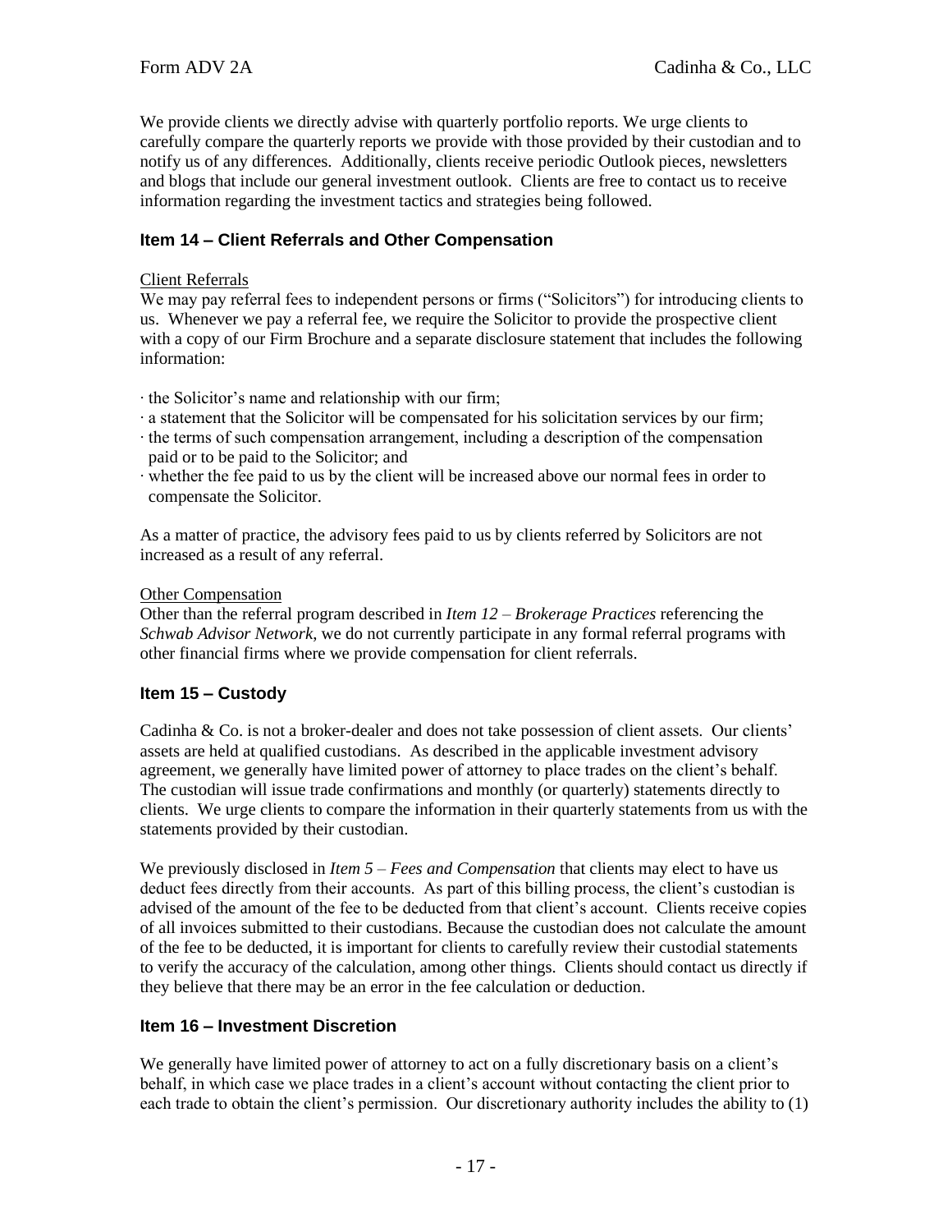We provide clients we directly advise with quarterly portfolio reports. We urge clients to carefully compare the quarterly reports we provide with those provided by their custodian and to notify us of any differences. Additionally, clients receive periodic Outlook pieces, newsletters and blogs that include our general investment outlook. Clients are free to contact us to receive information regarding the investment tactics and strategies being followed.

## Item 14 – Client Referrals and Other Compensation

Client Referrals

We may pay referral fees to independent persons or firms ("Solicitors") for introducing clients to us. Whenever we pay a referral fee, we require the Solicitor to provide the prospective client with a copy of our Firm Brochure and a separate disclosure statement that includes the following information:

- the Solicitor's name and relationship with our firm;
- a statement that the Solicitor will be compensated for his solicitation services by our firm;
- the terms of such compensation arrangement, including a description of the compensation paid or to be paid to the Solicitor; and
- whether the fee paid to us by the client will be increased above our normal fees in order to compensate the Solicitor.

As a matter of practice, the advisory fees paid to us by clients referred by Solicitors are not increased as a result of any referral.

Other Compensation

Other than the referral program described in *Item 12 – Brokerage Practices* referencing the *Schwab Advisor Network*, we do not currently participate in any formal referral programs with other financial firms where we provide compensation for client referrals.

## Item 15 – Custody

Cadinha & Co. is not a broker-dealer and does not take possession of client assets. Our clients' assets are held at qualified custodians. As described in the applicable investment advisory agreement, we generally have limited power of attorney to place trades on the client's behalf. The custodian will issue trade confirmations and monthly (or quarterly) statements directly to clients. We urge clients to compare the information in their quarterly statements from us with the statements provided by their custodian.

We previously disclosed in *Item 5 – Fees and Compensation* that clients may elect to have us deduct fees directly from their accounts. As part of this billing process, the client's custodian is advised of the amount of the fee to be deducted from that client's account. Clients receive copies of all invoices submitted to their custodians. Because the custodian does not calculate the amount of the fee to be deducted, it is important for clients to carefully review their custodial statements to verify the accuracy of the calculation, among other things. Clients should contact us directly if they believe that there may be an error in the fee calculation or deduction.

## Item 16 – Investment Discretion

We generally have limited power of attorney to act on a fully discretionary basis on a client's behalf, in which case we place trades in a client's account without contacting the client prior to each trade to obtain the client's permission. Our discretionary authority includes the ability to (1)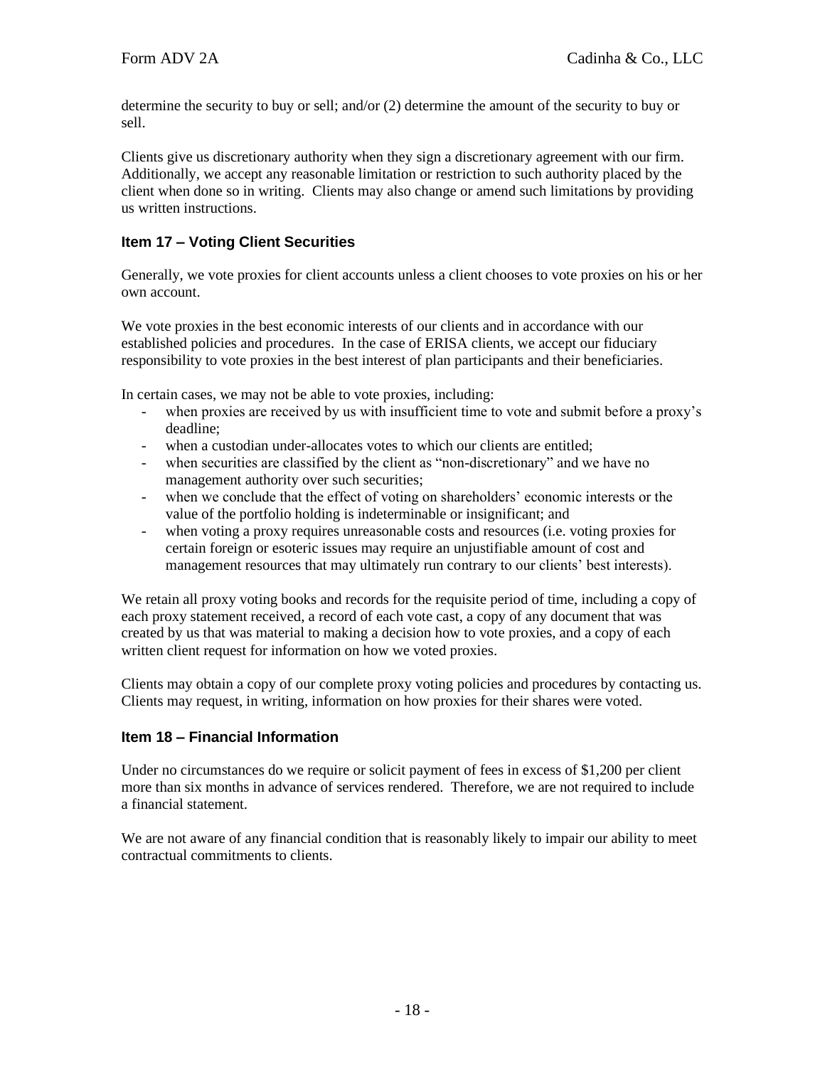determine the security to buy or sell; and/or (2) determine the amount of the security to buy or sell.

Clients give us discretionary authority when they sign a discretionary agreement with our firm. Additionally, we accept any reasonable limitation or restriction to such authority placed by the client when done so in writing. Clients may also change or amend such limitations by providing us written instructions.

## Item 17 – Voting Client Securities

Generally, we vote proxies for client accounts unless a client chooses to vote proxies on his or her own account.

We vote proxies in the best economic interests of our clients and in accordance with our established policies and procedures. In the case of ERISA clients, we accept our fiduciary responsibility to vote proxies in the best interest of plan participants and their beneficiaries.

In certain cases, we may not be able to vote proxies, including:

- when proxies are received by us with insufficient time to vote and submit before a proxy's deadline;
- when a custodian under-allocates votes to which our clients are entitled;
- when securities are classified by the client as "non-discretionary" and we have no management authority over such securities;
- when we conclude that the effect of voting on shareholders' economic interests or the value of the portfolio holding is indeterminable or insignificant; and
- when voting a proxy requires unreasonable costs and resources (i.e. voting proxies for certain foreign or esoteric issues may require an unjustifiable amount of cost and management resources that may ultimately run contrary to our clients' best interests).

We retain all proxy voting books and records for the requisite period of time, including a copy of each proxy statement received, a record of each vote cast, a copy of any document that was created by us that was material to making a decision how to vote proxies, and a copy of each written client request for information on how we voted proxies.

Clients may obtain a copy of our complete proxy voting policies and procedures by contacting us. Clients may request, in writing, information on how proxies for their shares were voted.

## Item 18 – Financial Information

Under no circumstances do we require or solicit payment of fees in excess of $1,200 per client more than six months in advance of services rendered. Therefore, we are not required to include a financial statement.

We are not aware of any financial condition that is reasonably likely to impair our ability to meet contractual commitments to clients.